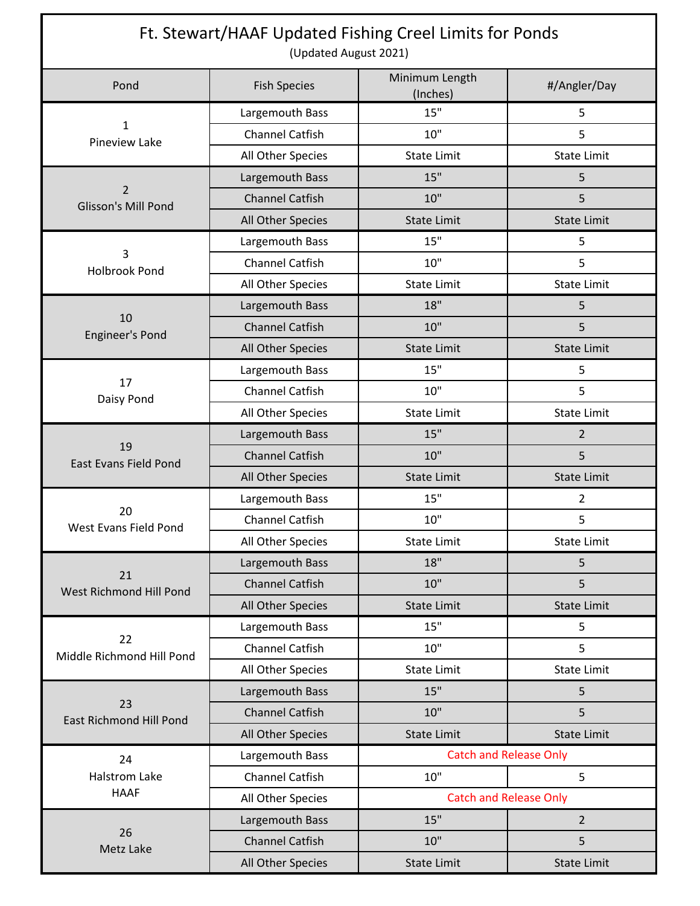# Ft. Stewart/HAAF Updated Fishing Creel Limits for Ponds

(Updated August 2021)

| Pond | Fish Species | Minimum Length (Inches) | #/Angler/Day |
|---|---|---|---|
| 1 Pineview Lake | Largemouth Bass | 15" | 5 |
| | Channel Catfish | 10" | 5 |
| | All Other Species | State Limit | State Limit |
| 2 Glisson's Mill Pond | Largemouth Bass | 15" | 5 |
| | Channel Catfish | 10" | 5 |
| | All Other Species | State Limit | State Limit |
| 3 Holbrook Pond | Largemouth Bass | 15" | 5 |
| | Channel Catfish | 10" | 5 |
| | All Other Species | State Limit | State Limit |
| 10 Engineer's Pond | Largemouth Bass | 18" | 5 |
| | Channel Catfish | 10" | 5 |
| | All Other Species | State Limit | State Limit |
| 17 Daisy Pond | Largemouth Bass | 15" | 5 |
| | Channel Catfish | 10" | 5 |
| | All Other Species | State Limit | State Limit |
| 19 East Evans Field Pond | Largemouth Bass | 15" | 2 |
| | Channel Catfish | 10" | 5 |
| | All Other Species | State Limit | State Limit |
| 20 West Evans Field Pond | Largemouth Bass | 15" | 2 |
| | Channel Catfish | 10" | 5 |
| | All Other Species | State Limit | State Limit |
| 21 West Richmond Hill Pond | Largemouth Bass | 18" | 5 |
| | Channel Catfish | 10" | 5 |
| | All Other Species | State Limit | State Limit |
| 22 Middle Richmond Hill Pond | Largemouth Bass | 15" | 5 |
| | Channel Catfish | 10" | 5 |
| | All Other Species | State Limit | State Limit |
| 23 East Richmond Hill Pond | Largemouth Bass | 15" | 5 |
| | Channel Catfish | 10" | 5 |
| | All Other Species | State Limit | State Limit |
| 24 Halstrom Lake HAAF | Largemouth Bass | Catch and Release Only | |
| | Channel Catfish | 10" | 5 |
| | All Other Species | Catch and Release Only | |
| 26 Metz Lake | Largemouth Bass | 15" | 2 |
| | Channel Catfish | 10" | 5 |
| | All Other Species | State Limit | State Limit |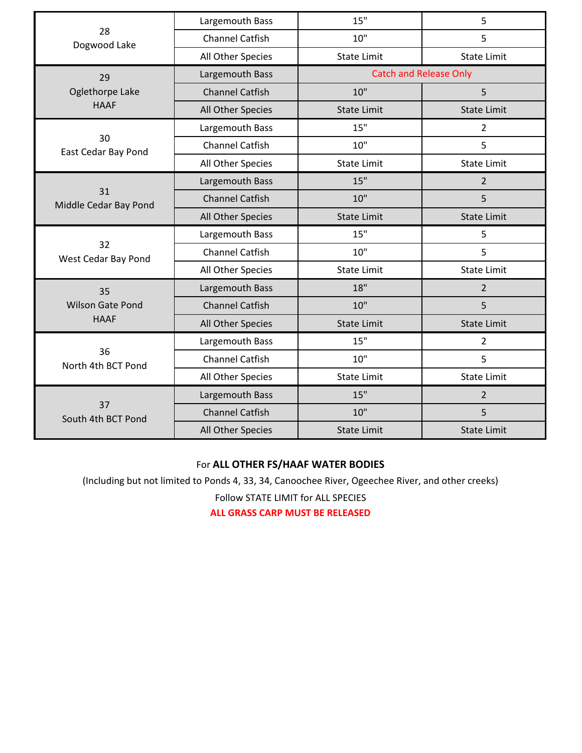| | | | |
|---|---|---|---|
| 28 Dogwood Lake | Largemouth Bass | 15" | 5 |
| | Channel Catfish | 10" | 5 |
| | All Other Species | State Limit | State Limit |
| 29 Oglethorpe Lake HAAF | Largemouth Bass | Catch and Release Only | |
| | Channel Catfish | 10" | 5 |
| | All Other Species | State Limit | State Limit |
| 30 East Cedar Bay Pond | Largemouth Bass | 15" | 2 |
| | Channel Catfish | 10" | 5 |
| | All Other Species | State Limit | State Limit |
| 31 Middle Cedar Bay Pond | Largemouth Bass | 15" | 2 |
| | Channel Catfish | 10" | 5 |
| | All Other Species | State Limit | State Limit |
| 32 West Cedar Bay Pond | Largemouth Bass | 15" | 5 |
| | Channel Catfish | 10" | 5 |
| | All Other Species | State Limit | State Limit |
| 35 Wilson Gate Pond HAAF | Largemouth Bass | 18" | 2 |
| | Channel Catfish | 10" | 5 |
| | All Other Species | State Limit | State Limit |
| 36 North 4th BCT Pond | Largemouth Bass | 15" | 2 |
| | Channel Catfish | 10" | 5 |
| | All Other Species | State Limit | State Limit |
| 37 South 4th BCT Pond | Largemouth Bass | 15" | 2 |
| | Channel Catfish | 10" | 5 |
| | All Other Species | State Limit | State Limit |

For **ALL OTHER FS/HAAF WATER BODIES**

(Including but not limited to Ponds 4, 33, 34, Canoochee River, Ogeechee River, and other creeks)

Follow STATE LIMIT for ALL SPECIES

**ALL GRASS CARP MUST BE RELEASED**